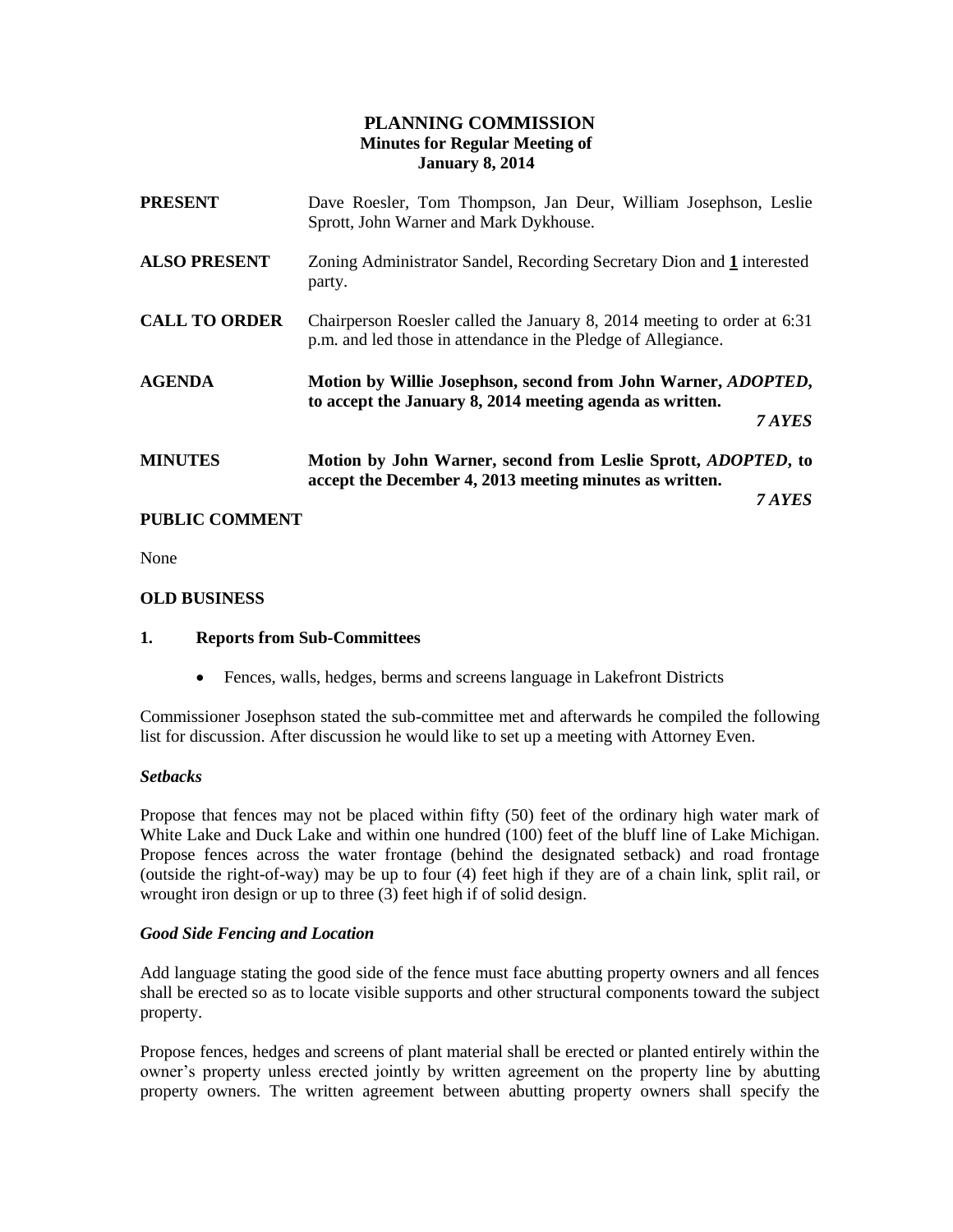# PLANNING COMMISSION
## Minutes for Regular Meeting of
## January 8, 2014

**PRESENT** Dave Roesler, Tom Thompson, Jan Deur, William Josephson, Leslie Sprott, John Warner and Mark Dykhouse.

**ALSO PRESENT** Zoning Administrator Sandel, Recording Secretary Dion and **1** interested party.

**CALL TO ORDER** Chairperson Roesler called the January 8, 2014 meeting to order at 6:31 p.m. and led those in attendance in the Pledge of Allegiance.

**AGENDA** **Motion by Willie Josephson, second from John Warner, *ADOPTED*, to accept the January 8, 2014 meeting agenda as written.**

***7 AYES***

**MINUTES** **Motion by John Warner, second from Leslie Sprott, *ADOPTED*, to accept the December 4, 2013 meeting minutes as written.**

***7 AYES***

**PUBLIC COMMENT**

None

**OLD BUSINESS**

**1. Reports from Sub-Committees**

- Fences, walls, hedges, berms and screens language in Lakefront Districts

Commissioner Josephson stated the sub-committee met and afterwards he compiled the following list for discussion. After discussion he would like to set up a meeting with Attorney Even.

***Setbacks***

Propose that fences may not be placed within fifty (50) feet of the ordinary high water mark of White Lake and Duck Lake and within one hundred (100) feet of the bluff line of Lake Michigan. Propose fences across the water frontage (behind the designated setback) and road frontage (outside the right-of-way) may be up to four (4) feet high if they are of a chain link, split rail, or wrought iron design or up to three (3) feet high if of solid design.

***Good Side Fencing and Location***

Add language stating the good side of the fence must face abutting property owners and all fences shall be erected so as to locate visible supports and other structural components toward the subject property.

Propose fences, hedges and screens of plant material shall be erected or planted entirely within the owner's property unless erected jointly by written agreement on the property line by abutting property owners. The written agreement between abutting property owners shall specify the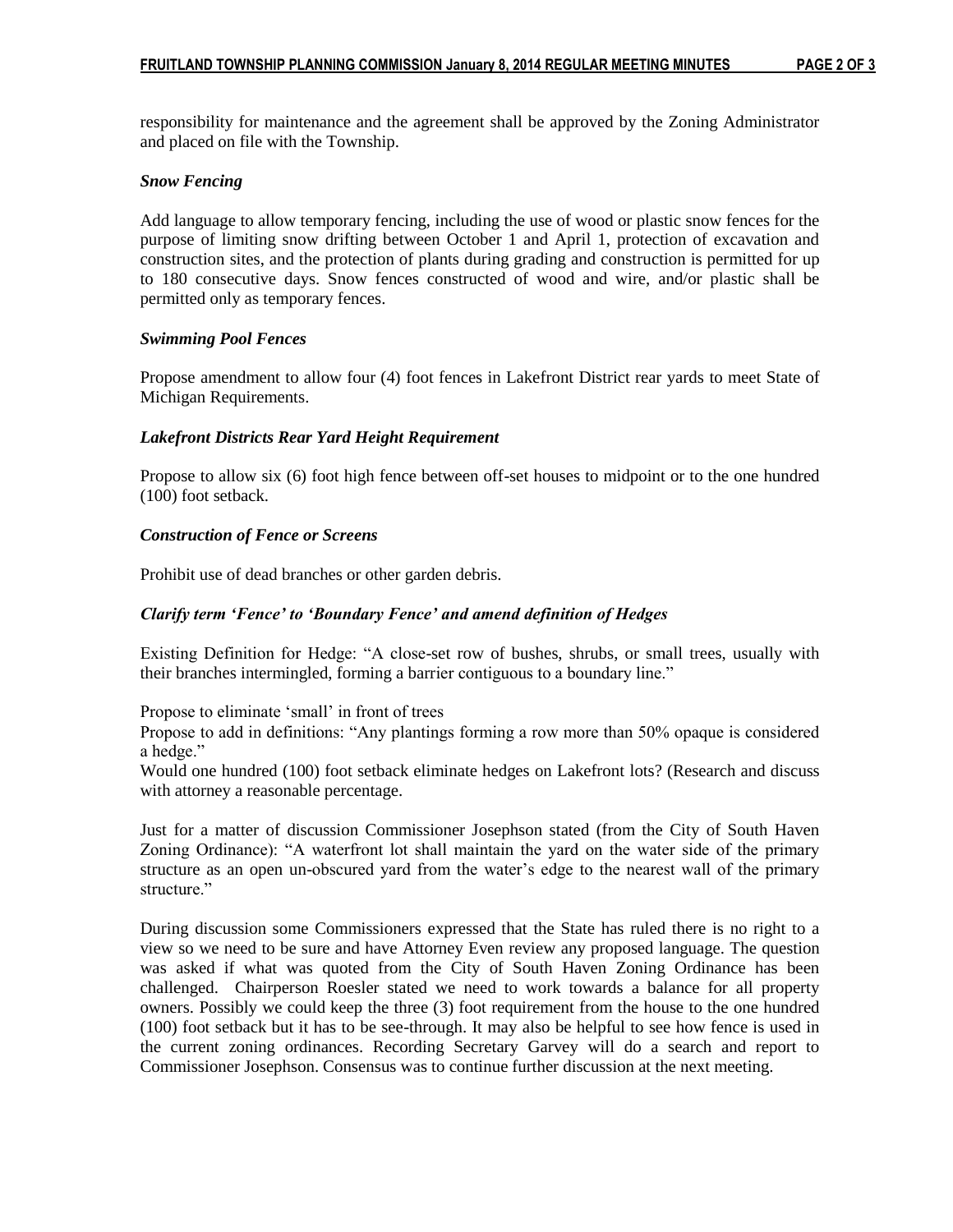responsibility for maintenance and the agreement shall be approved by the Zoning Administrator and placed on file with the Township.

### *Snow Fencing*

Add language to allow temporary fencing, including the use of wood or plastic snow fences for the purpose of limiting snow drifting between October 1 and April 1, protection of excavation and construction sites, and the protection of plants during grading and construction is permitted for up to 180 consecutive days. Snow fences constructed of wood and wire, and/or plastic shall be permitted only as temporary fences.

### *Swimming Pool Fences*

Propose amendment to allow four (4) foot fences in Lakefront District rear yards to meet State of Michigan Requirements.

### *Lakefront Districts Rear Yard Height Requirement*

Propose to allow six (6) foot high fence between off-set houses to midpoint or to the one hundred (100) foot setback.

### *Construction of Fence or Screens*

Prohibit use of dead branches or other garden debris.

### *Clarify term 'Fence' to 'Boundary Fence' and amend definition of Hedges*

Existing Definition for Hedge: "A close-set row of bushes, shrubs, or small trees, usually with their branches intermingled, forming a barrier contiguous to a boundary line."

Propose to eliminate 'small' in front of trees
Propose to add in definitions: "Any plantings forming a row more than 50% opaque is considered a hedge."
Would one hundred (100) foot setback eliminate hedges on Lakefront lots? (Research and discuss with attorney a reasonable percentage.

Just for a matter of discussion Commissioner Josephson stated (from the City of South Haven Zoning Ordinance): "A waterfront lot shall maintain the yard on the water side of the primary structure as an open un-obscured yard from the water's edge to the nearest wall of the primary structure."

During discussion some Commissioners expressed that the State has ruled there is no right to a view so we need to be sure and have Attorney Even review any proposed language. The question was asked if what was quoted from the City of South Haven Zoning Ordinance has been challenged. Chairperson Roesler stated we need to work towards a balance for all property owners. Possibly we could keep the three (3) foot requirement from the house to the one hundred (100) foot setback but it has to be see-through. It may also be helpful to see how fence is used in the current zoning ordinances. Recording Secretary Garvey will do a search and report to Commissioner Josephson. Consensus was to continue further discussion at the next meeting.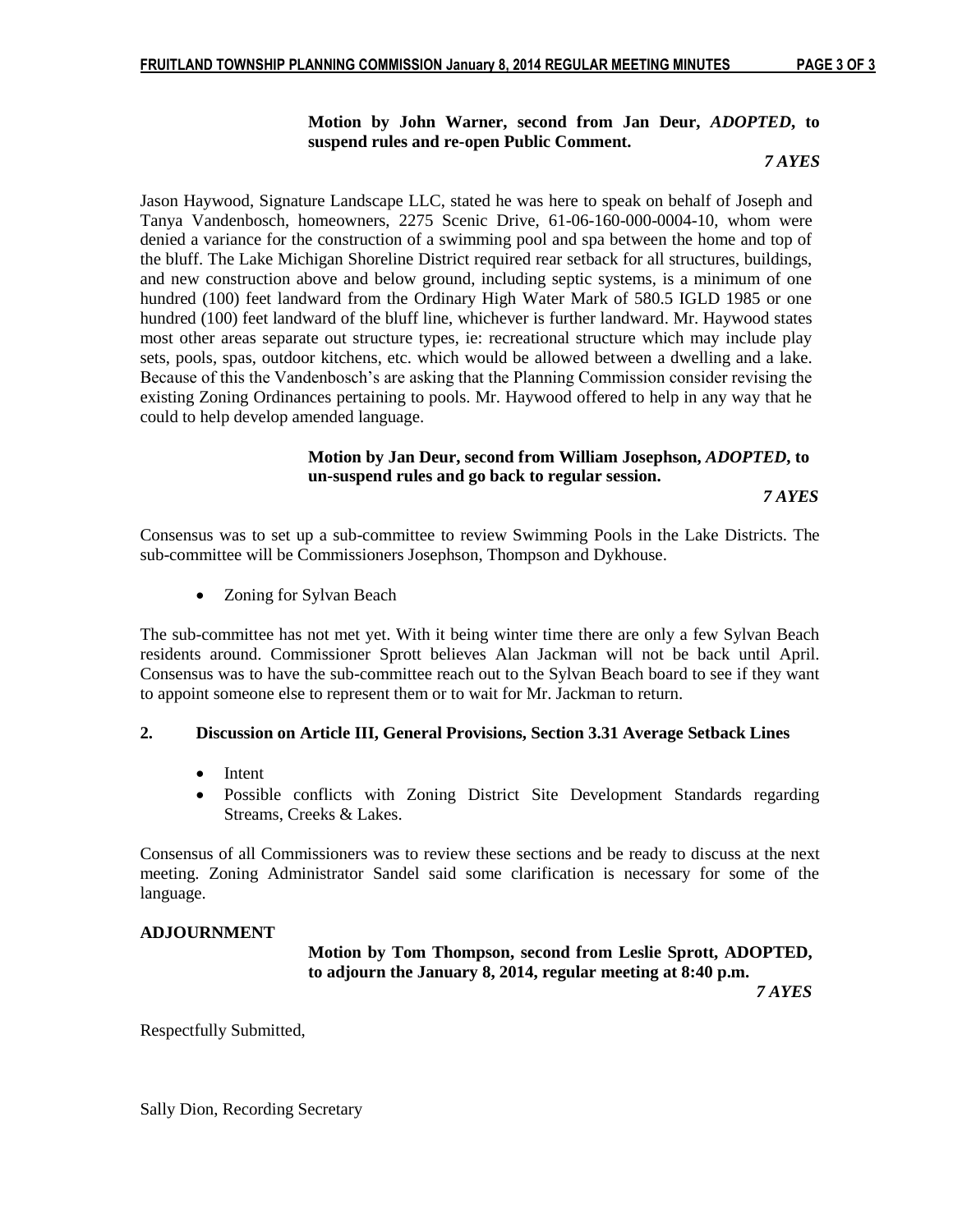**Motion by John Warner, second from Jan Deur, *ADOPTED*, to suspend rules and re-open Public Comment.**

***7 AYES***

Jason Haywood, Signature Landscape LLC, stated he was here to speak on behalf of Joseph and Tanya Vandenbosch, homeowners, 2275 Scenic Drive, 61-06-160-000-0004-10, whom were denied a variance for the construction of a swimming pool and spa between the home and top of the bluff. The Lake Michigan Shoreline District required rear setback for all structures, buildings, and new construction above and below ground, including septic systems, is a minimum of one hundred (100) feet landward from the Ordinary High Water Mark of 580.5 IGLD 1985 or one hundred (100) feet landward of the bluff line, whichever is further landward. Mr. Haywood states most other areas separate out structure types, ie: recreational structure which may include play sets, pools, spas, outdoor kitchens, etc. which would be allowed between a dwelling and a lake. Because of this the Vandenbosch's are asking that the Planning Commission consider revising the existing Zoning Ordinances pertaining to pools. Mr. Haywood offered to help in any way that he could to help develop amended language.

**Motion by Jan Deur, second from William Josephson, *ADOPTED*, to un-suspend rules and go back to regular session.**

***7 AYES***

Consensus was to set up a sub-committee to review Swimming Pools in the Lake Districts. The sub-committee will be Commissioners Josephson, Thompson and Dykhouse.

- Zoning for Sylvan Beach

The sub-committee has not met yet. With it being winter time there are only a few Sylvan Beach residents around. Commissioner Sprott believes Alan Jackman will not be back until April. Consensus was to have the sub-committee reach out to the Sylvan Beach board to see if they want to appoint someone else to represent them or to wait for Mr. Jackman to return.

**2. Discussion on Article III, General Provisions, Section 3.31 Average Setback Lines**

- Intent
- Possible conflicts with Zoning District Site Development Standards regarding Streams, Creeks & Lakes.

Consensus of all Commissioners was to review these sections and be ready to discuss at the next meeting. Zoning Administrator Sandel said some clarification is necessary for some of the language.

**ADJOURNMENT**

**Motion by Tom Thompson, second from Leslie Sprott, ADOPTED, to adjourn the January 8, 2014, regular meeting at 8:40 p.m.**

***7 AYES***

Respectfully Submitted,

Sally Dion, Recording Secretary